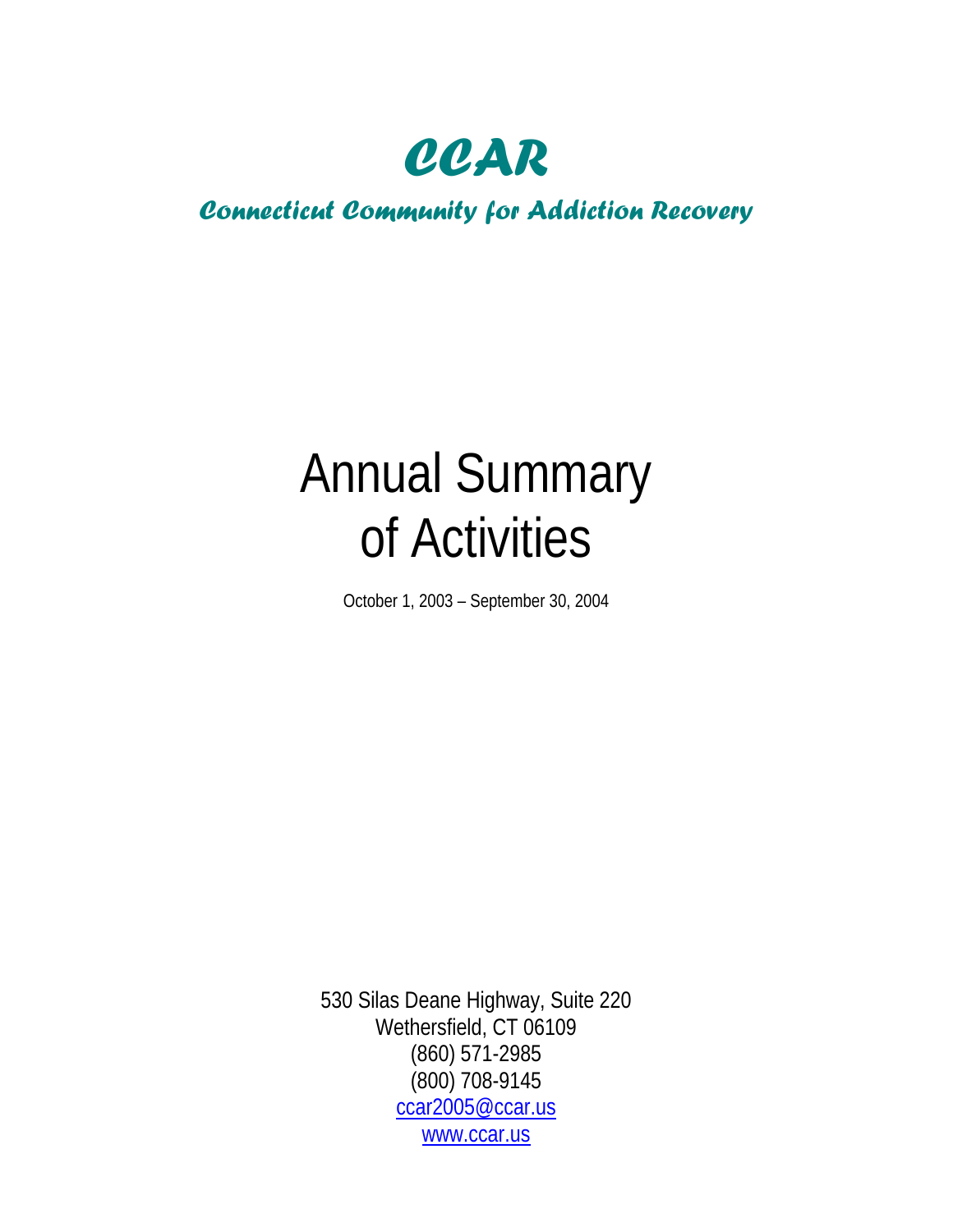# *CCAR*

## *Connecticut Community for Addiction Recovery*

# Annual Summary of Activities

October 1, 2003 – September 30, 2004

530 Silas Deane Highway, Suite 220
Wethersfield, CT 06109
(860) 571-2985
(800) 708-9145
ccar2005@ccar.us
www.ccar.us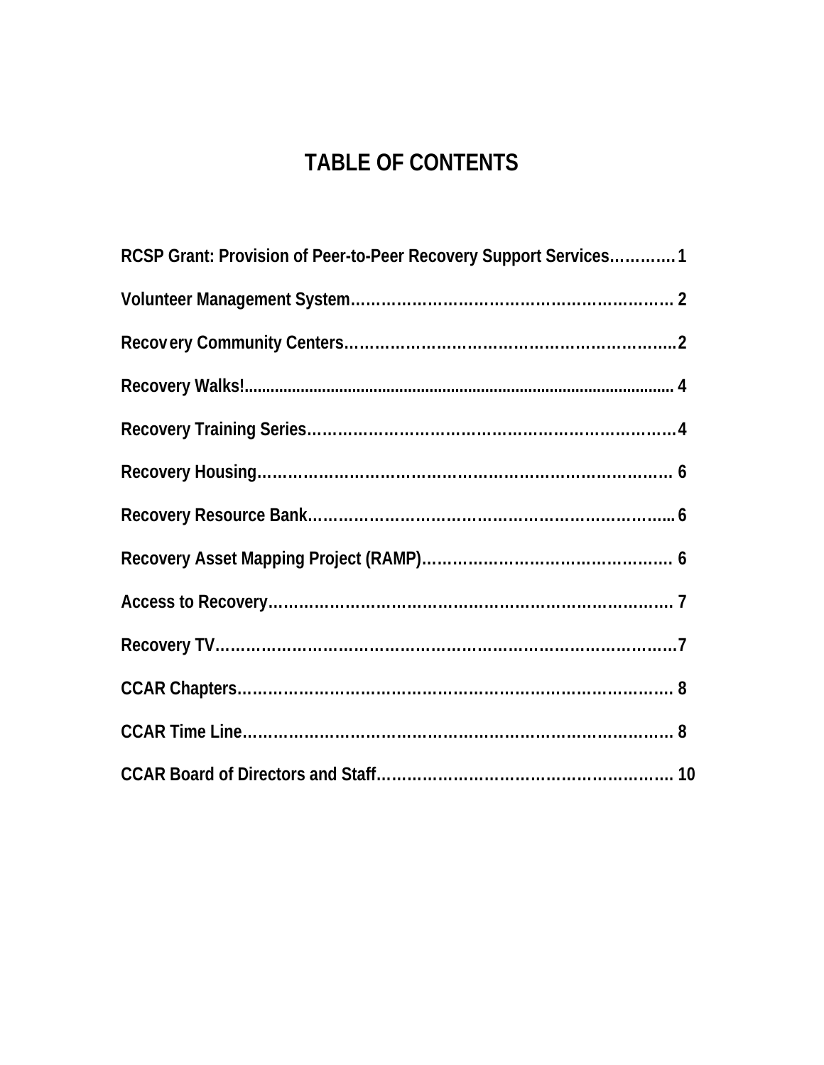# TABLE OF CONTENTS

**RCSP Grant: Provision of Peer-to-Peer Recovery Support Services…………1**

**Volunteer Management System………………………………………………………. 2**

**Recovery Community Centers…………………………………………………………..2**

**Recovery Walks!................................................................................................ 4**

**Recovery Training Series…………………………………………………………………4**

**Recovery Housing………………………………………………………………………… 6**

**Recovery Resource Bank………………………………………………………………...6**

**Recovery Asset Mapping Project (RAMP)………………………………………… 6**

**Access to Recovery………………………………………………………………………. 7**

**Recovery TV…………………………………………………………………………………7**

**CCAR Chapters…………………………………………………………………………… 8**

**CCAR Time Line…………………………………………………………………………… 8**

**CCAR Board of Directors and Staff………………………………………………….. 10**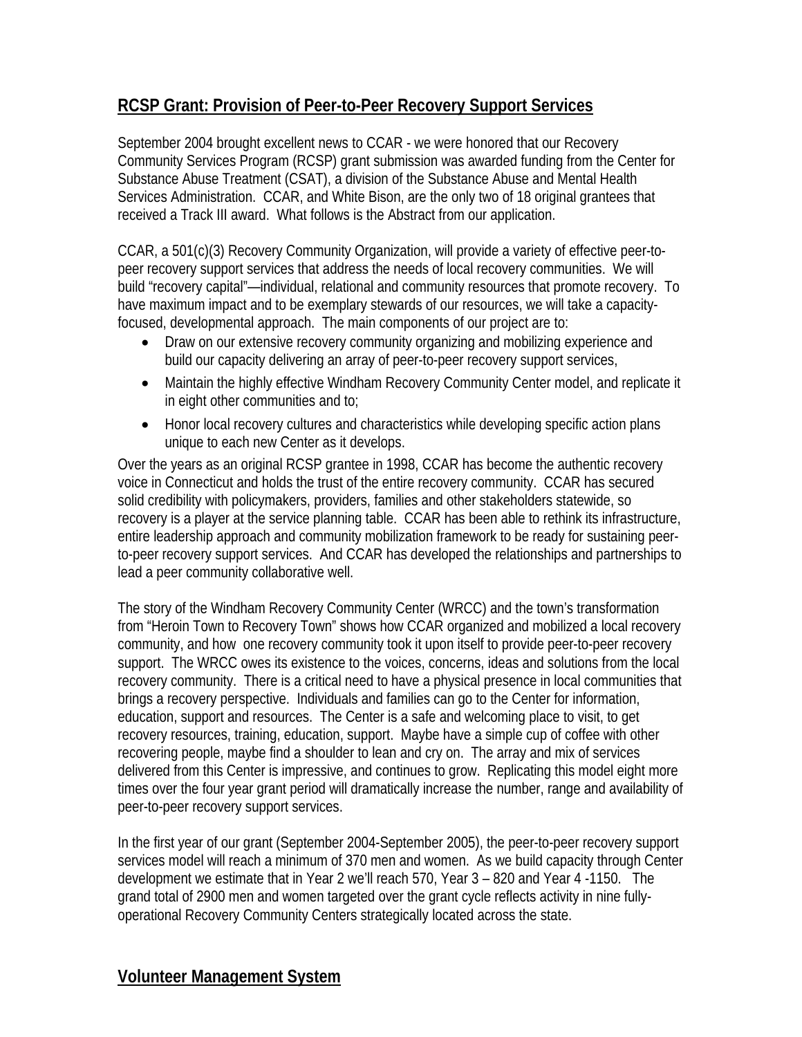## RCSP Grant: Provision of Peer-to-Peer Recovery Support Services

September 2004 brought excellent news to CCAR - we were honored that our Recovery Community Services Program (RCSP) grant submission was awarded funding from the Center for Substance Abuse Treatment (CSAT), a division of the Substance Abuse and Mental Health Services Administration. CCAR, and White Bison, are the only two of 18 original grantees that received a Track III award. What follows is the Abstract from our application.

CCAR, a 501(c)(3) Recovery Community Organization, will provide a variety of effective peer-to-peer recovery support services that address the needs of local recovery communities. We will build "recovery capital"—individual, relational and community resources that promote recovery. To have maximum impact and to be exemplary stewards of our resources, we will take a capacity-focused, developmental approach. The main components of our project are to:

- Draw on our extensive recovery community organizing and mobilizing experience and build our capacity delivering an array of peer-to-peer recovery support services,
- Maintain the highly effective Windham Recovery Community Center model, and replicate it in eight other communities and to;
- Honor local recovery cultures and characteristics while developing specific action plans unique to each new Center as it develops.

Over the years as an original RCSP grantee in 1998, CCAR has become the authentic recovery voice in Connecticut and holds the trust of the entire recovery community. CCAR has secured solid credibility with policymakers, providers, families and other stakeholders statewide, so recovery is a player at the service planning table. CCAR has been able to rethink its infrastructure, entire leadership approach and community mobilization framework to be ready for sustaining peer-to-peer recovery support services. And CCAR has developed the relationships and partnerships to lead a peer community collaborative well.

The story of the Windham Recovery Community Center (WRCC) and the town's transformation from "Heroin Town to Recovery Town" shows how CCAR organized and mobilized a local recovery community, and how one recovery community took it upon itself to provide peer-to-peer recovery support. The WRCC owes its existence to the voices, concerns, ideas and solutions from the local recovery community. There is a critical need to have a physical presence in local communities that brings a recovery perspective. Individuals and families can go to the Center for information, education, support and resources. The Center is a safe and welcoming place to visit, to get recovery resources, training, education, support. Maybe have a simple cup of coffee with other recovering people, maybe find a shoulder to lean and cry on. The array and mix of services delivered from this Center is impressive, and continues to grow. Replicating this model eight more times over the four year grant period will dramatically increase the number, range and availability of peer-to-peer recovery support services.

In the first year of our grant (September 2004-September 2005), the peer-to-peer recovery support services model will reach a minimum of 370 men and women. As we build capacity through Center development we estimate that in Year 2 we'll reach 570, Year 3 – 820 and Year 4 -1150. The grand total of 2900 men and women targeted over the grant cycle reflects activity in nine fully-operational Recovery Community Centers strategically located across the state.

## Volunteer Management System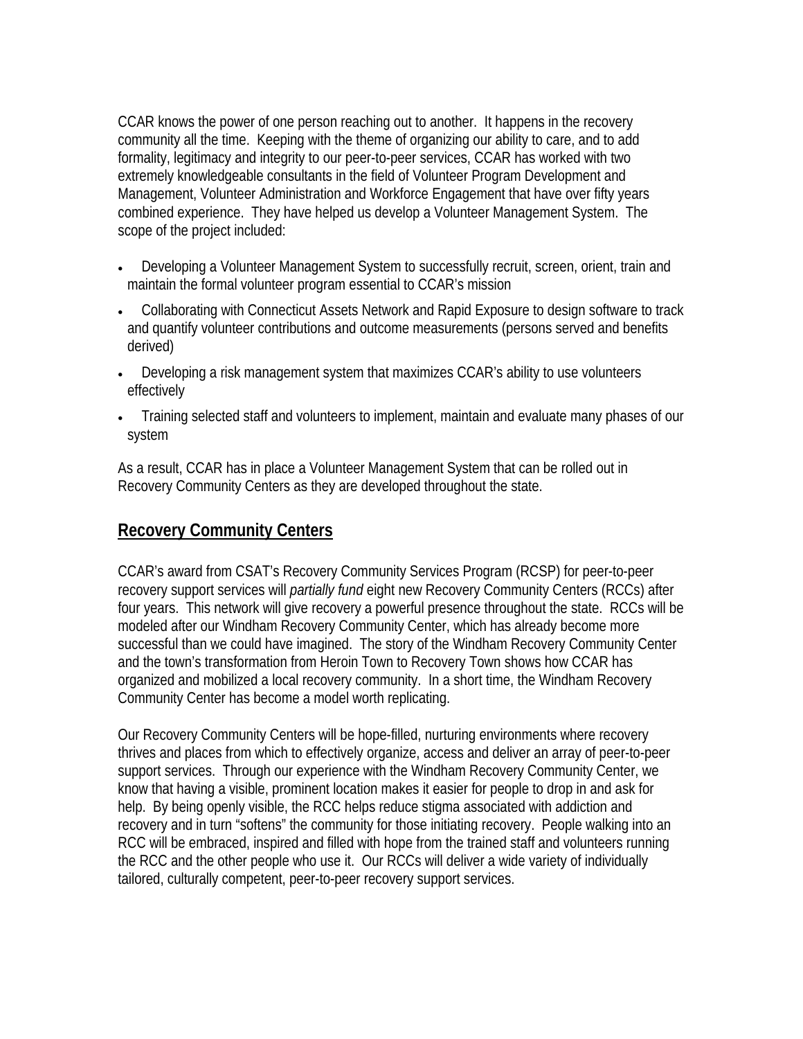CCAR knows the power of one person reaching out to another. It happens in the recovery community all the time. Keeping with the theme of organizing our ability to care, and to add formality, legitimacy and integrity to our peer-to-peer services, CCAR has worked with two extremely knowledgeable consultants in the field of Volunteer Program Development and Management, Volunteer Administration and Workforce Engagement that have over fifty years combined experience. They have helped us develop a Volunteer Management System. The scope of the project included:

- Developing a Volunteer Management System to successfully recruit, screen, orient, train and maintain the formal volunteer program essential to CCAR's mission
- Collaborating with Connecticut Assets Network and Rapid Exposure to design software to track and quantify volunteer contributions and outcome measurements (persons served and benefits derived)
- Developing a risk management system that maximizes CCAR's ability to use volunteers effectively
- Training selected staff and volunteers to implement, maintain and evaluate many phases of our system

As a result, CCAR has in place a Volunteer Management System that can be rolled out in Recovery Community Centers as they are developed throughout the state.

## Recovery Community Centers

CCAR's award from CSAT's Recovery Community Services Program (RCSP) for peer-to-peer recovery support services will *partially fund* eight new Recovery Community Centers (RCCs) after four years. This network will give recovery a powerful presence throughout the state. RCCs will be modeled after our Windham Recovery Community Center, which has already become more successful than we could have imagined. The story of the Windham Recovery Community Center and the town's transformation from Heroin Town to Recovery Town shows how CCAR has organized and mobilized a local recovery community. In a short time, the Windham Recovery Community Center has become a model worth replicating.

Our Recovery Community Centers will be hope-filled, nurturing environments where recovery thrives and places from which to effectively organize, access and deliver an array of peer-to-peer support services. Through our experience with the Windham Recovery Community Center, we know that having a visible, prominent location makes it easier for people to drop in and ask for help. By being openly visible, the RCC helps reduce stigma associated with addiction and recovery and in turn "softens" the community for those initiating recovery. People walking into an RCC will be embraced, inspired and filled with hope from the trained staff and volunteers running the RCC and the other people who use it. Our RCCs will deliver a wide variety of individually tailored, culturally competent, peer-to-peer recovery support services.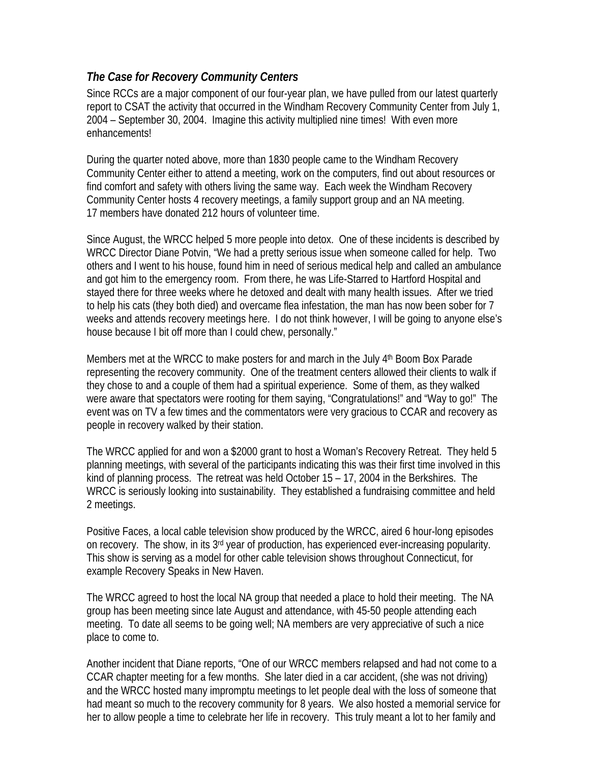### *The Case for Recovery Community Centers*

Since RCCs are a major component of our four-year plan, we have pulled from our latest quarterly report to CSAT the activity that occurred in the Windham Recovery Community Center from July 1, 2004 – September 30, 2004. Imagine this activity multiplied nine times! With even more enhancements!

During the quarter noted above, more than 1830 people came to the Windham Recovery Community Center either to attend a meeting, work on the computers, find out about resources or find comfort and safety with others living the same way. Each week the Windham Recovery Community Center hosts 4 recovery meetings, a family support group and an NA meeting. 17 members have donated 212 hours of volunteer time.

Since August, the WRCC helped 5 more people into detox. One of these incidents is described by WRCC Director Diane Potvin, "We had a pretty serious issue when someone called for help. Two others and I went to his house, found him in need of serious medical help and called an ambulance and got him to the emergency room. From there, he was Life-Starred to Hartford Hospital and stayed there for three weeks where he detoxed and dealt with many health issues. After we tried to help his cats (they both died) and overcame flea infestation, the man has now been sober for 7 weeks and attends recovery meetings here. I do not think however, I will be going to anyone else's house because I bit off more than I could chew, personally."

Members met at the WRCC to make posters for and march in the July 4th Boom Box Parade representing the recovery community. One of the treatment centers allowed their clients to walk if they chose to and a couple of them had a spiritual experience. Some of them, as they walked were aware that spectators were rooting for them saying, "Congratulations!" and "Way to go!" The event was on TV a few times and the commentators were very gracious to CCAR and recovery as people in recovery walked by their station.

The WRCC applied for and won a $2000 grant to host a Woman's Recovery Retreat. They held 5 planning meetings, with several of the participants indicating this was their first time involved in this kind of planning process. The retreat was held October 15 – 17, 2004 in the Berkshires. The WRCC is seriously looking into sustainability. They established a fundraising committee and held 2 meetings.

Positive Faces, a local cable television show produced by the WRCC, aired 6 hour-long episodes on recovery. The show, in its 3rd year of production, has experienced ever-increasing popularity. This show is serving as a model for other cable television shows throughout Connecticut, for example Recovery Speaks in New Haven.

The WRCC agreed to host the local NA group that needed a place to hold their meeting. The NA group has been meeting since late August and attendance, with 45-50 people attending each meeting. To date all seems to be going well; NA members are very appreciative of such a nice place to come to.

Another incident that Diane reports, "One of our WRCC members relapsed and had not come to a CCAR chapter meeting for a few months. She later died in a car accident, (she was not driving) and the WRCC hosted many impromptu meetings to let people deal with the loss of someone that had meant so much to the recovery community for 8 years. We also hosted a memorial service for her to allow people a time to celebrate her life in recovery. This truly meant a lot to her family and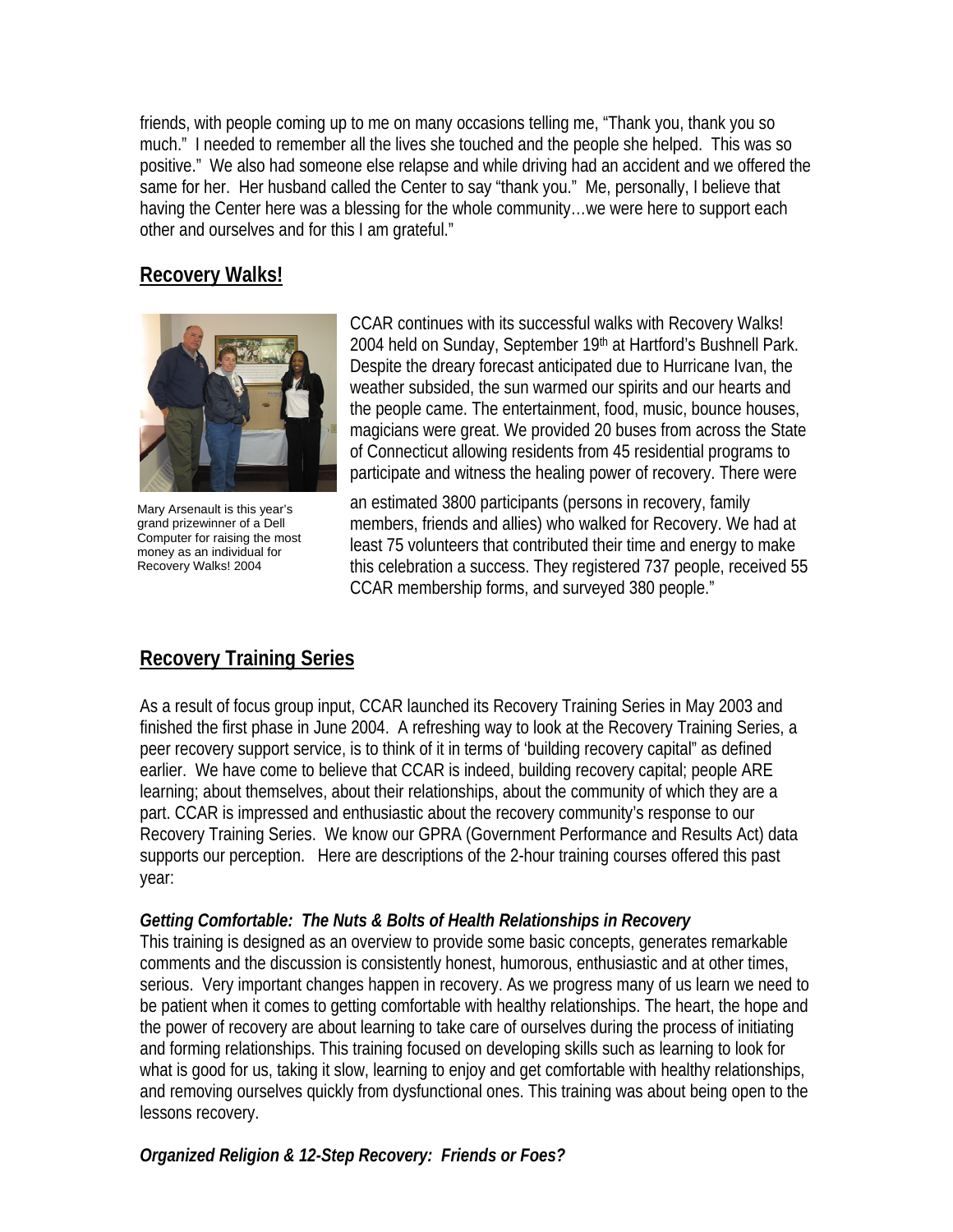friends, with people coming up to me on many occasions telling me, "Thank you, thank you so much." I needed to remember all the lives she touched and the people she helped. This was so positive." We also had someone else relapse and while driving had an accident and we offered the same for her. Her husband called the Center to say "thank you." Me, personally, I believe that having the Center here was a blessing for the whole community…we were here to support each other and ourselves and for this I am grateful."

## Recovery Walks!

Mary Arsenault is this year's grand prizewinner of a Dell Computer for raising the most money as an individual for Recovery Walks! 2004

CCAR continues with its successful walks with Recovery Walks! 2004 held on Sunday, September 19th at Hartford's Bushnell Park. Despite the dreary forecast anticipated due to Hurricane Ivan, the weather subsided, the sun warmed our spirits and our hearts and the people came. The entertainment, food, music, bounce houses, magicians were great. We provided 20 buses from across the State of Connecticut allowing residents from 45 residential programs to participate and witness the healing power of recovery. There were an estimated 3800 participants (persons in recovery, family members, friends and allies) who walked for Recovery. We had at least 75 volunteers that contributed their time and energy to make this celebration a success. They registered 737 people, received 55 CCAR membership forms, and surveyed 380 people."

## Recovery Training Series

As a result of focus group input, CCAR launched its Recovery Training Series in May 2003 and finished the first phase in June 2004. A refreshing way to look at the Recovery Training Series, a peer recovery support service, is to think of it in terms of 'building recovery capital" as defined earlier. We have come to believe that CCAR is indeed, building recovery capital; people ARE learning; about themselves, about their relationships, about the community of which they are a part. CCAR is impressed and enthusiastic about the recovery community's response to our Recovery Training Series. We know our GPRA (Government Performance and Results Act) data supports our perception. Here are descriptions of the 2-hour training courses offered this past year:

***Getting Comfortable: The Nuts & Bolts of Health Relationships in Recovery***

This training is designed as an overview to provide some basic concepts, generates remarkable comments and the discussion is consistently honest, humorous, enthusiastic and at other times, serious. Very important changes happen in recovery. As we progress many of us learn we need to be patient when it comes to getting comfortable with healthy relationships. The heart, the hope and the power of recovery are about learning to take care of ourselves during the process of initiating and forming relationships. This training focused on developing skills such as learning to look for what is good for us, taking it slow, learning to enjoy and get comfortable with healthy relationships, and removing ourselves quickly from dysfunctional ones. This training was about being open to the lessons recovery.

***Organized Religion & 12-Step Recovery: Friends or Foes?***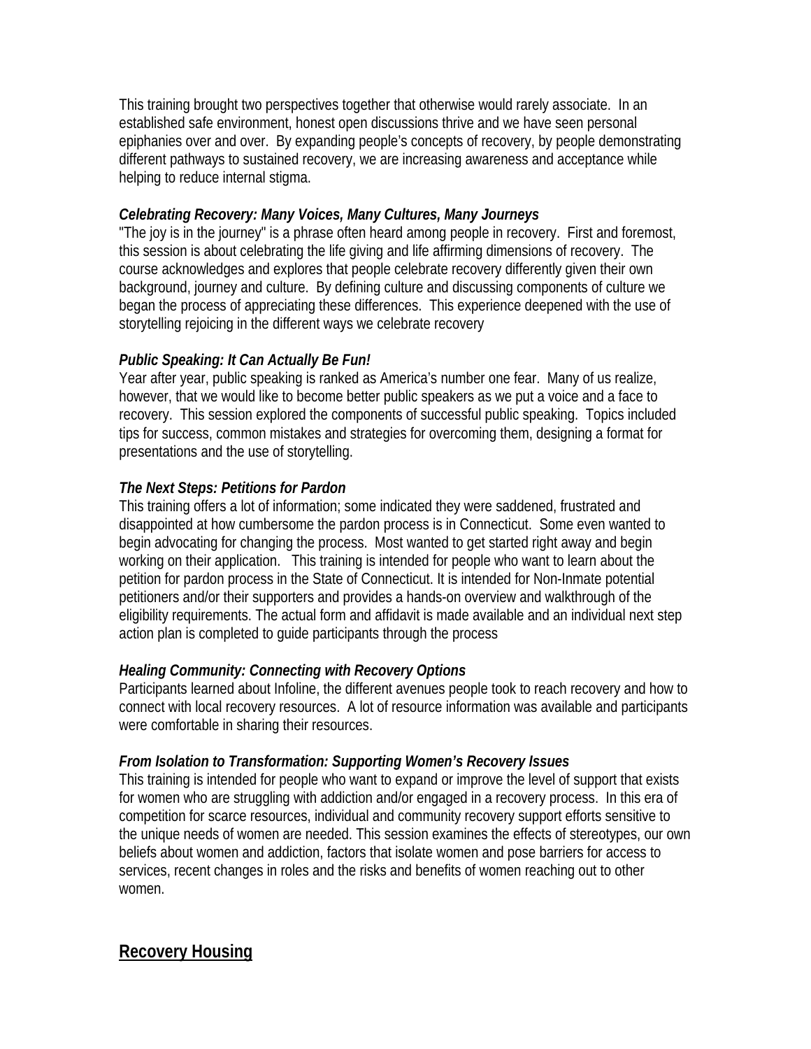This training brought two perspectives together that otherwise would rarely associate. In an established safe environment, honest open discussions thrive and we have seen personal epiphanies over and over. By expanding people's concepts of recovery, by people demonstrating different pathways to sustained recovery, we are increasing awareness and acceptance while helping to reduce internal stigma.

***Celebrating Recovery: Many Voices, Many Cultures, Many Journeys***

"The joy is in the journey" is a phrase often heard among people in recovery. First and foremost, this session is about celebrating the life giving and life affirming dimensions of recovery. The course acknowledges and explores that people celebrate recovery differently given their own background, journey and culture. By defining culture and discussing components of culture we began the process of appreciating these differences. This experience deepened with the use of storytelling rejoicing in the different ways we celebrate recovery

***Public Speaking: It Can Actually Be Fun!***

Year after year, public speaking is ranked as America's number one fear. Many of us realize, however, that we would like to become better public speakers as we put a voice and a face to recovery. This session explored the components of successful public speaking. Topics included tips for success, common mistakes and strategies for overcoming them, designing a format for presentations and the use of storytelling.

***The Next Steps: Petitions for Pardon***

This training offers a lot of information; some indicated they were saddened, frustrated and disappointed at how cumbersome the pardon process is in Connecticut. Some even wanted to begin advocating for changing the process. Most wanted to get started right away and begin working on their application. This training is intended for people who want to learn about the petition for pardon process in the State of Connecticut. It is intended for Non-Inmate potential petitioners and/or their supporters and provides a hands-on overview and walkthrough of the eligibility requirements. The actual form and affidavit is made available and an individual next step action plan is completed to guide participants through the process

***Healing Community: Connecting with Recovery Options***

Participants learned about Infoline, the different avenues people took to reach recovery and how to connect with local recovery resources. A lot of resource information was available and participants were comfortable in sharing their resources.

***From Isolation to Transformation: Supporting Women's Recovery Issues***

This training is intended for people who want to expand or improve the level of support that exists for women who are struggling with addiction and/or engaged in a recovery process. In this era of competition for scarce resources, individual and community recovery support efforts sensitive to the unique needs of women are needed. This session examines the effects of stereotypes, our own beliefs about women and addiction, factors that isolate women and pose barriers for access to services, recent changes in roles and the risks and benefits of women reaching out to other women.

## Recovery Housing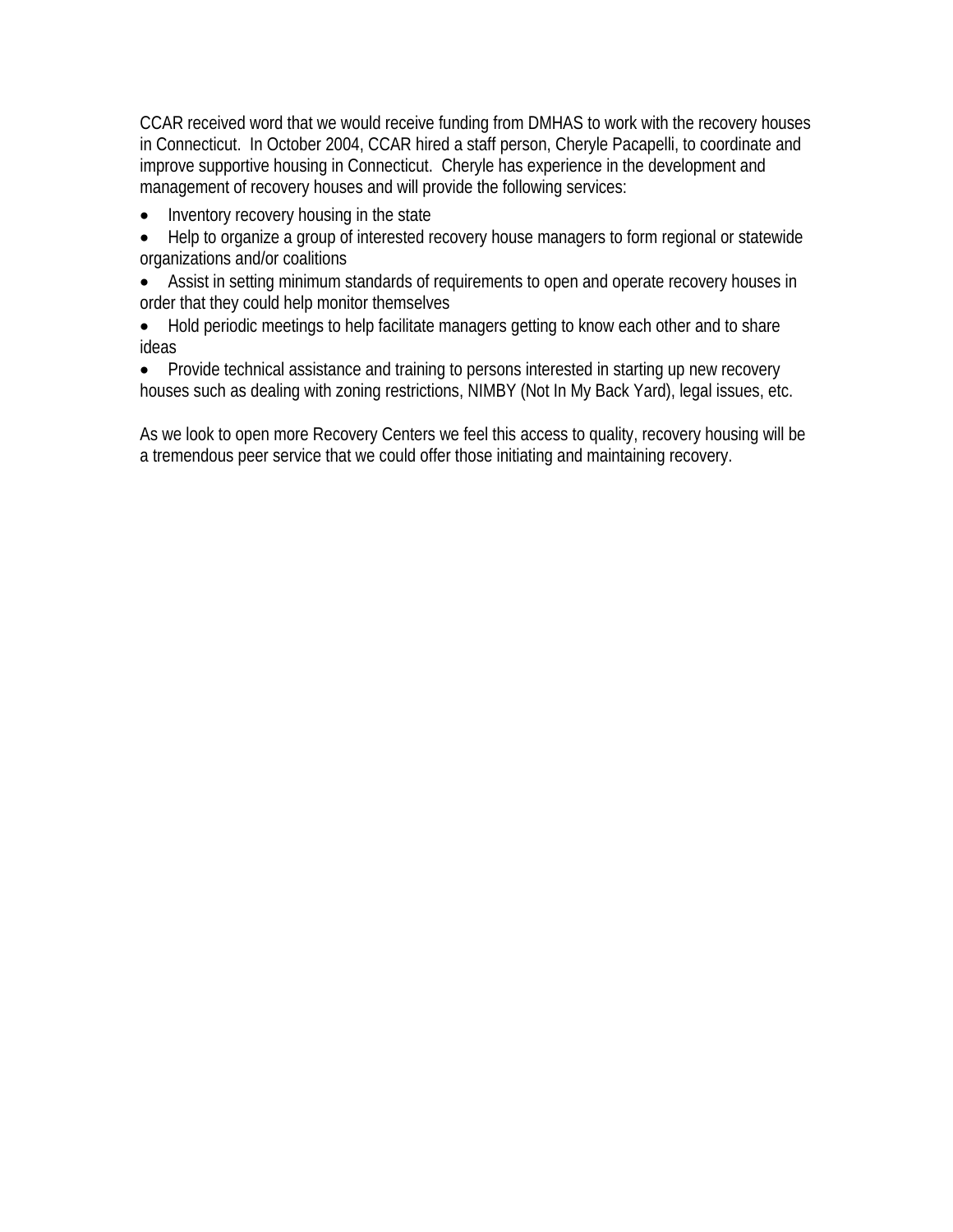CCAR received word that we would receive funding from DMHAS to work with the recovery houses in Connecticut. In October 2004, CCAR hired a staff person, Cheryle Pacapelli, to coordinate and improve supportive housing in Connecticut. Cheryle has experience in the development and management of recovery houses and will provide the following services:

- Inventory recovery housing in the state
- Help to organize a group of interested recovery house managers to form regional or statewide organizations and/or coalitions
- Assist in setting minimum standards of requirements to open and operate recovery houses in order that they could help monitor themselves
- Hold periodic meetings to help facilitate managers getting to know each other and to share ideas
- Provide technical assistance and training to persons interested in starting up new recovery houses such as dealing with zoning restrictions, NIMBY (Not In My Back Yard), legal issues, etc.

As we look to open more Recovery Centers we feel this access to quality, recovery housing will be a tremendous peer service that we could offer those initiating and maintaining recovery.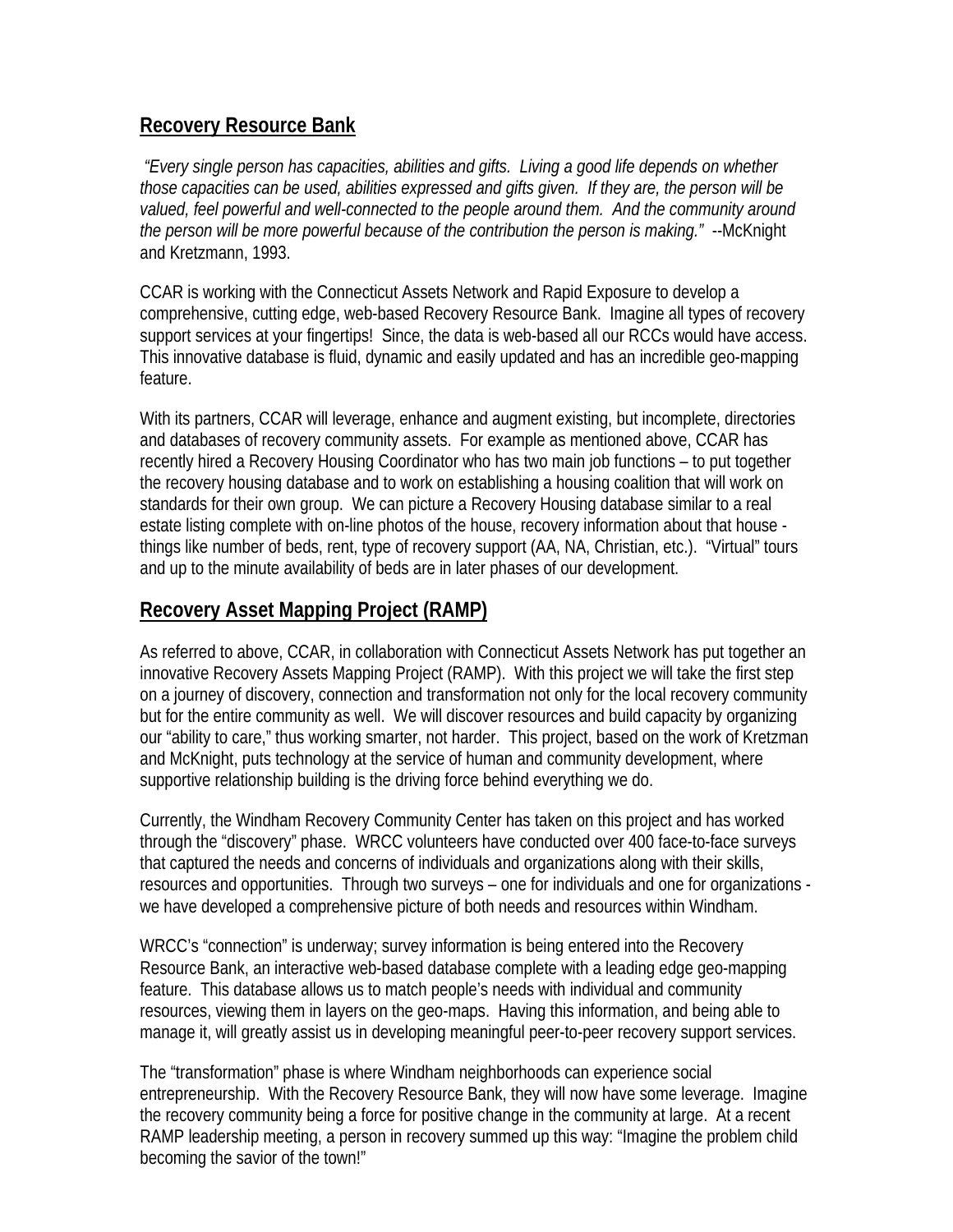## Recovery Resource Bank

*"Every single person has capacities, abilities and gifts. Living a good life depends on whether those capacities can be used, abilities expressed and gifts given. If they are, the person will be valued, feel powerful and well-connected to the people around them. And the community around the person will be more powerful because of the contribution the person is making."* --McKnight and Kretzmann, 1993.

CCAR is working with the Connecticut Assets Network and Rapid Exposure to develop a comprehensive, cutting edge, web-based Recovery Resource Bank. Imagine all types of recovery support services at your fingertips! Since, the data is web-based all our RCCs would have access. This innovative database is fluid, dynamic and easily updated and has an incredible geo-mapping feature.

With its partners, CCAR will leverage, enhance and augment existing, but incomplete, directories and databases of recovery community assets. For example as mentioned above, CCAR has recently hired a Recovery Housing Coordinator who has two main job functions – to put together the recovery housing database and to work on establishing a housing coalition that will work on standards for their own group. We can picture a Recovery Housing database similar to a real estate listing complete with on-line photos of the house, recovery information about that house - things like number of beds, rent, type of recovery support (AA, NA, Christian, etc.). "Virtual" tours and up to the minute availability of beds are in later phases of our development.

## Recovery Asset Mapping Project (RAMP)

As referred to above, CCAR, in collaboration with Connecticut Assets Network has put together an innovative Recovery Assets Mapping Project (RAMP). With this project we will take the first step on a journey of discovery, connection and transformation not only for the local recovery community but for the entire community as well. We will discover resources and build capacity by organizing our "ability to care," thus working smarter, not harder. This project, based on the work of Kretzman and McKnight, puts technology at the service of human and community development, where supportive relationship building is the driving force behind everything we do.

Currently, the Windham Recovery Community Center has taken on this project and has worked through the "discovery" phase. WRCC volunteers have conducted over 400 face-to-face surveys that captured the needs and concerns of individuals and organizations along with their skills, resources and opportunities. Through two surveys – one for individuals and one for organizations - we have developed a comprehensive picture of both needs and resources within Windham.

WRCC's "connection" is underway; survey information is being entered into the Recovery Resource Bank, an interactive web-based database complete with a leading edge geo-mapping feature. This database allows us to match people's needs with individual and community resources, viewing them in layers on the geo-maps. Having this information, and being able to manage it, will greatly assist us in developing meaningful peer-to-peer recovery support services.

The "transformation" phase is where Windham neighborhoods can experience social entrepreneurship. With the Recovery Resource Bank, they will now have some leverage. Imagine the recovery community being a force for positive change in the community at large. At a recent RAMP leadership meeting, a person in recovery summed up this way: "Imagine the problem child becoming the savior of the town!"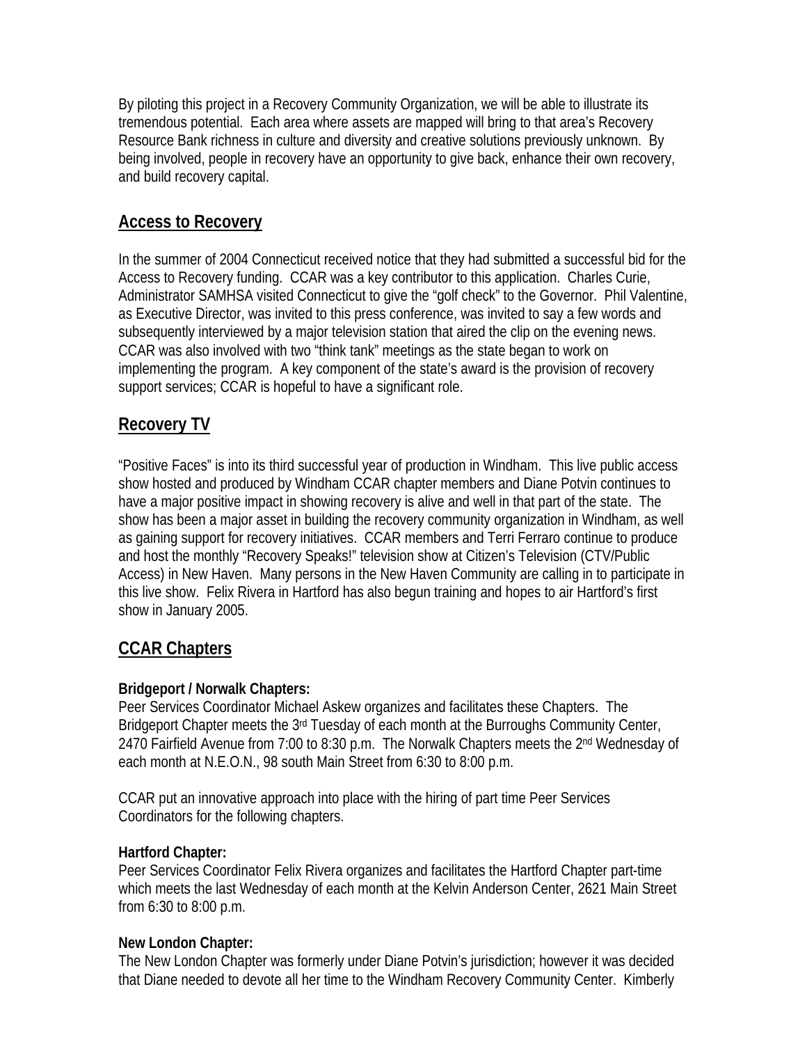By piloting this project in a Recovery Community Organization, we will be able to illustrate its tremendous potential. Each area where assets are mapped will bring to that area's Recovery Resource Bank richness in culture and diversity and creative solutions previously unknown. By being involved, people in recovery have an opportunity to give back, enhance their own recovery, and build recovery capital.

## Access to Recovery

In the summer of 2004 Connecticut received notice that they had submitted a successful bid for the Access to Recovery funding. CCAR was a key contributor to this application. Charles Curie, Administrator SAMHSA visited Connecticut to give the "golf check" to the Governor. Phil Valentine, as Executive Director, was invited to this press conference, was invited to say a few words and subsequently interviewed by a major television station that aired the clip on the evening news. CCAR was also involved with two "think tank" meetings as the state began to work on implementing the program. A key component of the state's award is the provision of recovery support services; CCAR is hopeful to have a significant role.

## Recovery TV

"Positive Faces" is into its third successful year of production in Windham. This live public access show hosted and produced by Windham CCAR chapter members and Diane Potvin continues to have a major positive impact in showing recovery is alive and well in that part of the state. The show has been a major asset in building the recovery community organization in Windham, as well as gaining support for recovery initiatives. CCAR members and Terri Ferraro continue to produce and host the monthly "Recovery Speaks!" television show at Citizen's Television (CTV/Public Access) in New Haven. Many persons in the New Haven Community are calling in to participate in this live show. Felix Rivera in Hartford has also begun training and hopes to air Hartford's first show in January 2005.

## CCAR Chapters

**Bridgeport / Norwalk Chapters:**
Peer Services Coordinator Michael Askew organizes and facilitates these Chapters. The Bridgeport Chapter meets the 3rd Tuesday of each month at the Burroughs Community Center, 2470 Fairfield Avenue from 7:00 to 8:30 p.m. The Norwalk Chapters meets the 2nd Wednesday of each month at N.E.O.N., 98 south Main Street from 6:30 to 8:00 p.m.

CCAR put an innovative approach into place with the hiring of part time Peer Services Coordinators for the following chapters.

**Hartford Chapter:**
Peer Services Coordinator Felix Rivera organizes and facilitates the Hartford Chapter part-time which meets the last Wednesday of each month at the Kelvin Anderson Center, 2621 Main Street from 6:30 to 8:00 p.m.

**New London Chapter:**
The New London Chapter was formerly under Diane Potvin's jurisdiction; however it was decided that Diane needed to devote all her time to the Windham Recovery Community Center. Kimberly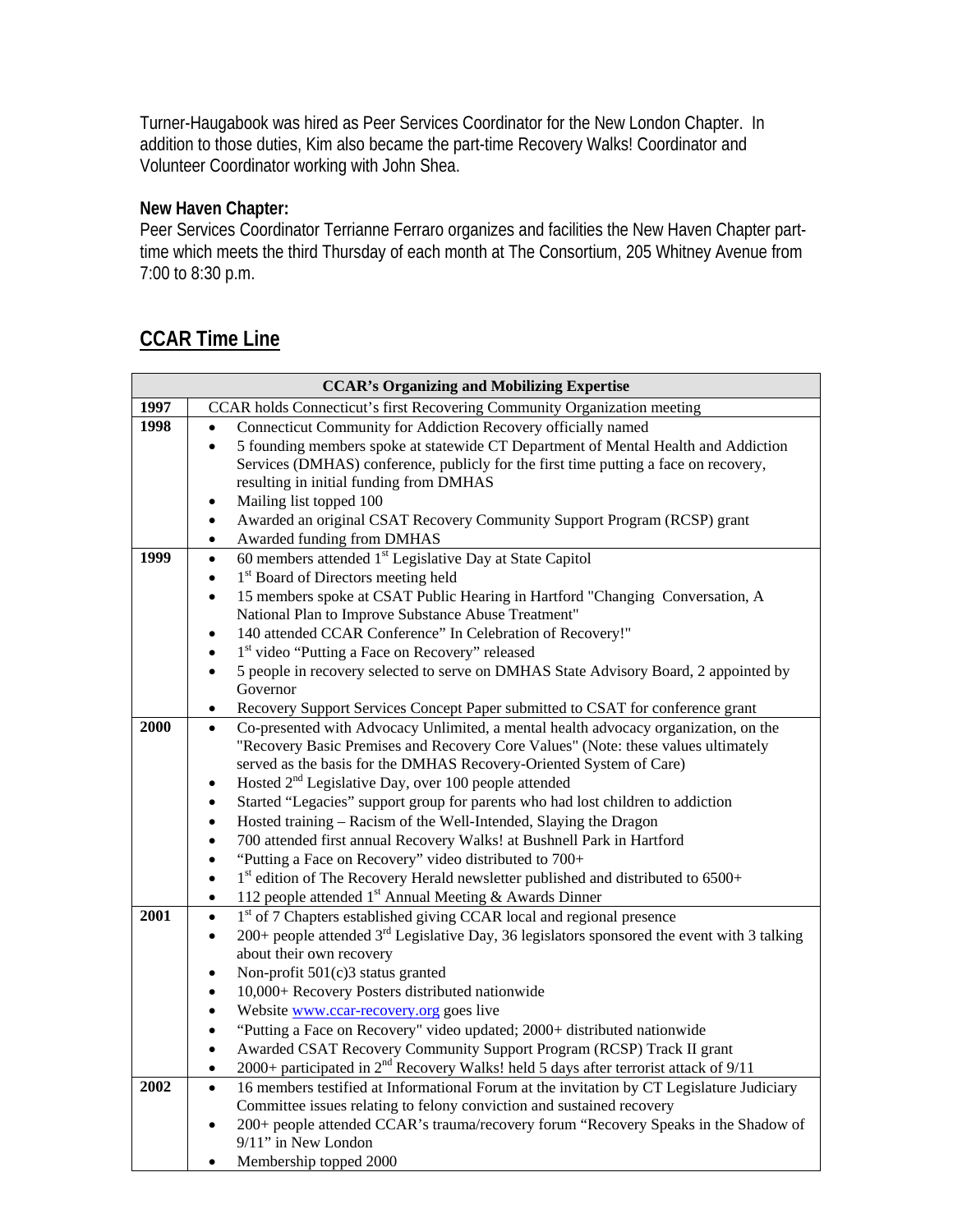Turner-Haugabook was hired as Peer Services Coordinator for the New London Chapter. In addition to those duties, Kim also became the part-time Recovery Walks! Coordinator and Volunteer Coordinator working with John Shea.

**New Haven Chapter:**
Peer Services Coordinator Terrianne Ferraro organizes and facilities the New Haven Chapter part-time which meets the third Thursday of each month at The Consortium, 205 Whitney Avenue from 7:00 to 8:30 p.m.

## CCAR Time Line

| CCAR's Organizing and Mobilizing Expertise | |
|---|---|
| **1997** | CCAR holds Connecticut's first Recovering Community Organization meeting |
| **1998** | • Connecticut Community for Addiction Recovery officially named<br>• 5 founding members spoke at statewide CT Department of Mental Health and Addiction Services (DMHAS) conference, publicly for the first time putting a face on recovery, resulting in initial funding from DMHAS<br>• Mailing list topped 100<br>• Awarded an original CSAT Recovery Community Support Program (RCSP) grant<br>• Awarded funding from DMHAS |
| **1999** | • 60 members attended 1st Legislative Day at State Capitol<br>• 1st Board of Directors meeting held<br>• 15 members spoke at CSAT Public Hearing in Hartford "Changing Conversation, A National Plan to Improve Substance Abuse Treatment"<br>• 140 attended CCAR Conference" In Celebration of Recovery!"<br>• 1st video "Putting a Face on Recovery" released<br>• 5 people in recovery selected to serve on DMHAS State Advisory Board, 2 appointed by Governor<br>• Recovery Support Services Concept Paper submitted to CSAT for conference grant |
| **2000** | • Co-presented with Advocacy Unlimited, a mental health advocacy organization, on the "Recovery Basic Premises and Recovery Core Values" (Note: these values ultimately served as the basis for the DMHAS Recovery-Oriented System of Care)<br>• Hosted 2nd Legislative Day, over 100 people attended<br>• Started "Legacies" support group for parents who had lost children to addiction<br>• Hosted training – Racism of the Well-Intended, Slaying the Dragon<br>• 700 attended first annual Recovery Walks! at Bushnell Park in Hartford<br>• "Putting a Face on Recovery" video distributed to 700+<br>• 1st edition of The Recovery Herald newsletter published and distributed to 6500+<br>• 112 people attended 1st Annual Meeting & Awards Dinner |
| **2001** | • 1st of 7 Chapters established giving CCAR local and regional presence<br>• 200+ people attended 3rd Legislative Day, 36 legislators sponsored the event with 3 talking about their own recovery<br>• Non-profit 501(c)3 status granted<br>• 10,000+ Recovery Posters distributed nationwide<br>• Website www.ccar-recovery.org goes live<br>• "Putting a Face on Recovery" video updated; 2000+ distributed nationwide<br>• Awarded CSAT Recovery Community Support Program (RCSP) Track II grant<br>• 2000+ participated in 2nd Recovery Walks! held 5 days after terrorist attack of 9/11 |
| **2002** | • 16 members testified at Informational Forum at the invitation by CT Legislature Judiciary Committee issues relating to felony conviction and sustained recovery<br>• 200+ people attended CCAR's trauma/recovery forum "Recovery Speaks in the Shadow of 9/11" in New London<br>• Membership topped 2000 |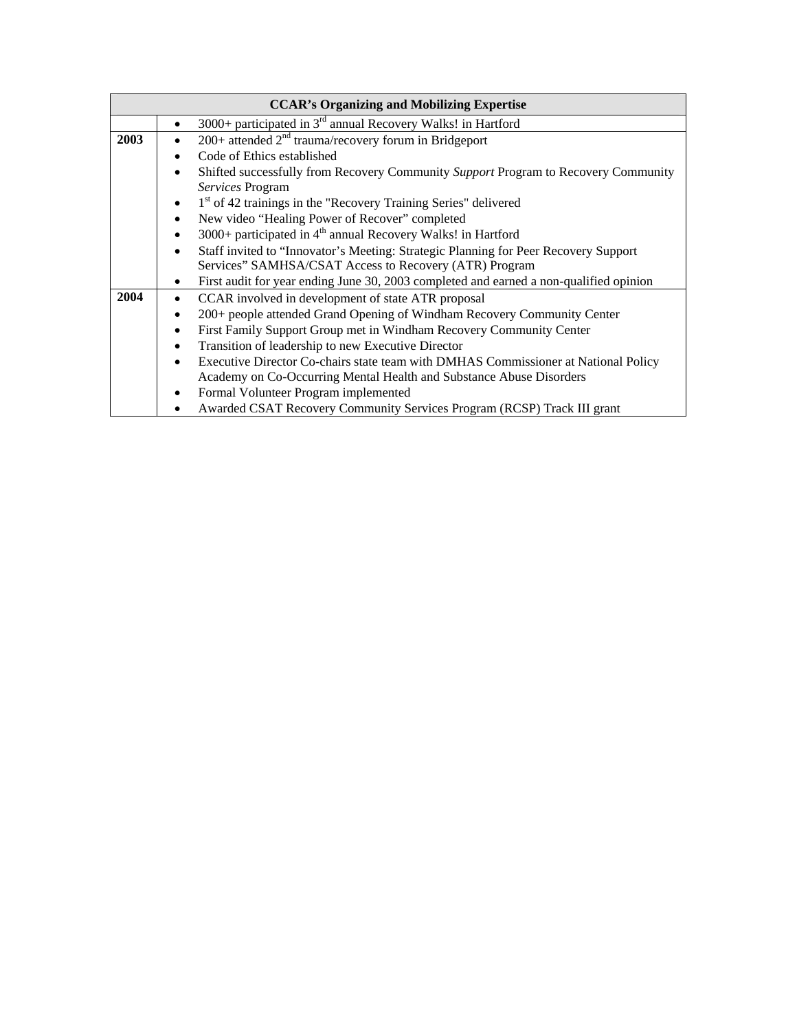| CCAR's Organizing and Mobilizing Expertise | |
|---|---|
| | • 3000+ participated in 3rd annual Recovery Walks! in Hartford |
| **2003** | • 200+ attended 2nd trauma/recovery forum in Bridgeport<br>• Code of Ethics established<br>• Shifted successfully from Recovery Community *Support* Program to Recovery Community *Services* Program<br>• 1st of 42 trainings in the "Recovery Training Series" delivered<br>• New video "Healing Power of Recover" completed<br>• 3000+ participated in 4th annual Recovery Walks! in Hartford<br>• Staff invited to "Innovator's Meeting: Strategic Planning for Peer Recovery Support Services" SAMHSA/CSAT Access to Recovery (ATR) Program<br>• First audit for year ending June 30, 2003 completed and earned a non-qualified opinion |
| **2004** | • CCAR involved in development of state ATR proposal<br>• 200+ people attended Grand Opening of Windham Recovery Community Center<br>• First Family Support Group met in Windham Recovery Community Center<br>• Transition of leadership to new Executive Director<br>• Executive Director Co-chairs state team with DMHAS Commissioner at National Policy Academy on Co-Occurring Mental Health and Substance Abuse Disorders<br>• Formal Volunteer Program implemented<br>• Awarded CSAT Recovery Community Services Program (RCSP) Track III grant |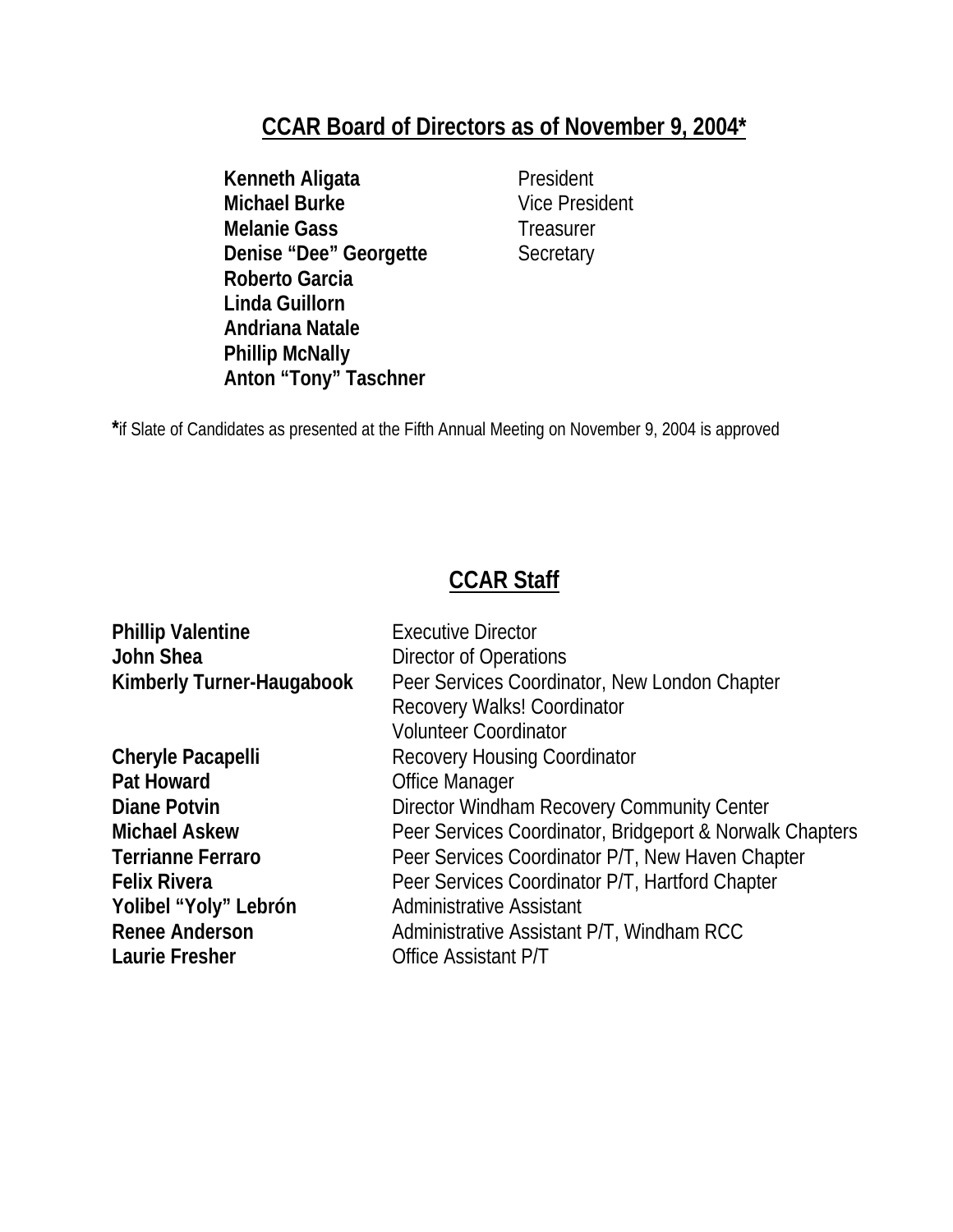## CCAR Board of Directors as of November 9, 2004*

| | |
|---|---|
| **Kenneth Aligata** | President |
| **Michael Burke** | Vice President |
| **Melanie Gass** | Treasurer |
| **Denise "Dee" Georgette** | Secretary |
| **Roberto Garcia** | |
| **Linda Guillorn** | |
| **Andriana Natale** | |
| **Phillip McNally** | |
| **Anton "Tony" Taschner** | |

***if Slate of Candidates as presented at the Fifth Annual Meeting on November 9, 2004 is approved**

## CCAR Staff

| | |
|---|---|
| **Phillip Valentine** | Executive Director |
| **John Shea** | Director of Operations |
| **Kimberly Turner-Haugabook** | Peer Services Coordinator, New London Chapter<br>Recovery Walks! Coordinator<br>Volunteer Coordinator |
| **Cheryle Pacapelli** | Recovery Housing Coordinator |
| **Pat Howard** | Office Manager |
| **Diane Potvin** | Director Windham Recovery Community Center |
| **Michael Askew** | Peer Services Coordinator, Bridgeport & Norwalk Chapters |
| **Terrianne Ferraro** | Peer Services Coordinator P/T, New Haven Chapter |
| **Felix Rivera** | Peer Services Coordinator P/T, Hartford Chapter |
| **Yolibel "Yoly" Lebrón** | Administrative Assistant |
| **Renee Anderson** | Administrative Assistant P/T, Windham RCC |
| **Laurie Fresher** | Office Assistant P/T |